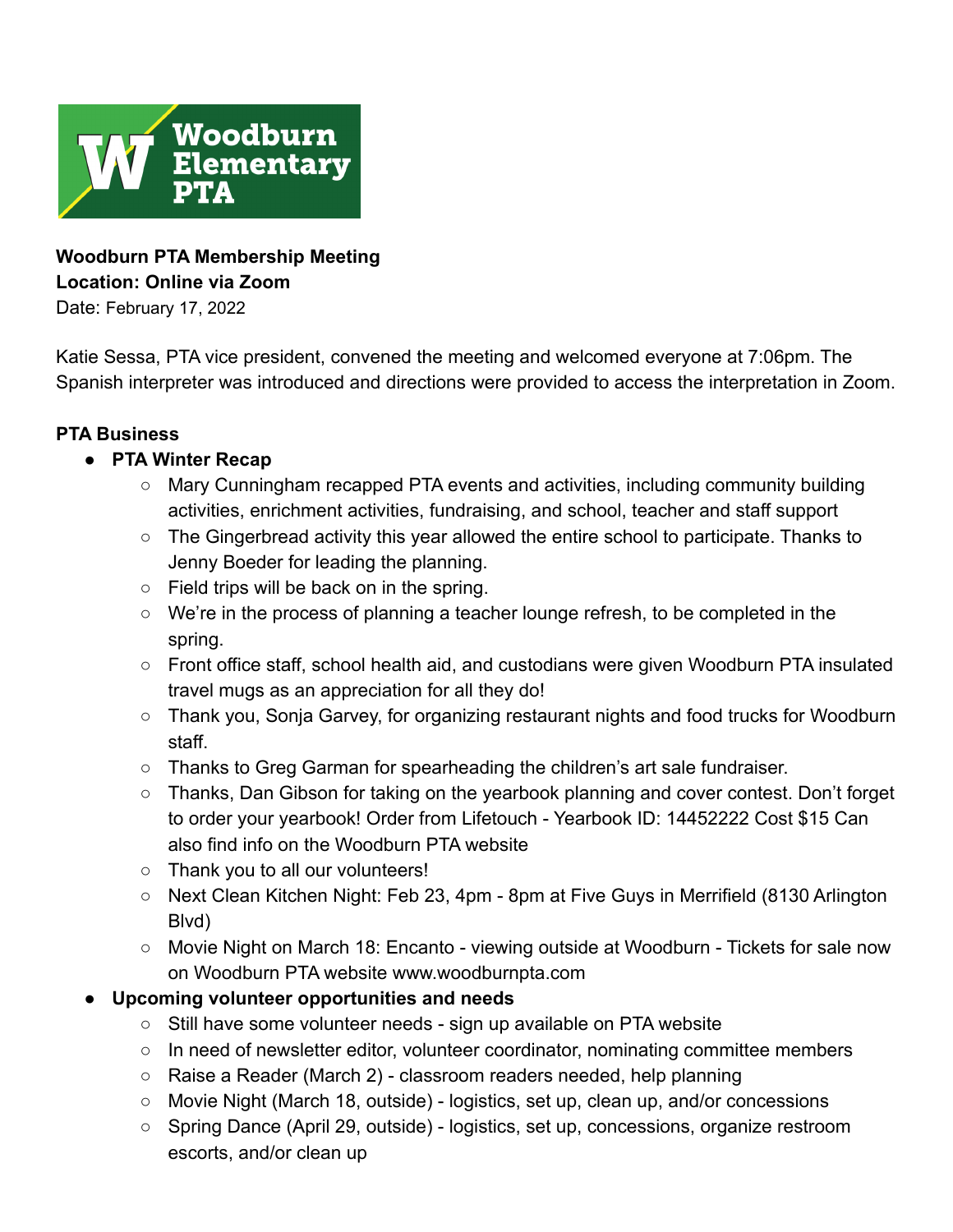**Woodburn PTA Membership Meeting**
**Location: Online via Zoom**
Date: February 17, 2022

Katie Sessa, PTA vice president, convened the meeting and welcomed everyone at 7:06pm. The Spanish interpreter was introduced and directions were provided to access the interpretation in Zoom.

**PTA Business**

- **PTA Winter Recap**
  - Mary Cunningham recapped PTA events and activities, including community building activities, enrichment activities, fundraising, and school, teacher and staff support
  - The Gingerbread activity this year allowed the entire school to participate. Thanks to Jenny Boeder for leading the planning.
  - Field trips will be back on in the spring.
  - We're in the process of planning a teacher lounge refresh, to be completed in the spring.
  - Front office staff, school health aid, and custodians were given Woodburn PTA insulated travel mugs as an appreciation for all they do!
  - Thank you, Sonja Garvey, for organizing restaurant nights and food trucks for Woodburn staff.
  - Thanks to Greg Garman for spearheading the children's art sale fundraiser.
  - Thanks, Dan Gibson for taking on the yearbook planning and cover contest. Don't forget to order your yearbook! Order from Lifetouch - Yearbook ID: 14452222 Cost $15 Can also find info on the Woodburn PTA website
  - Thank you to all our volunteers!
  - Next Clean Kitchen Night: Feb 23, 4pm - 8pm at Five Guys in Merrifield (8130 Arlington Blvd)
  - Movie Night on March 18: Encanto - viewing outside at Woodburn - Tickets for sale now on Woodburn PTA website www.woodburnpta.com
- **Upcoming volunteer opportunities and needs**
  - Still have some volunteer needs - sign up available on PTA website
  - In need of newsletter editor, volunteer coordinator, nominating committee members
  - Raise a Reader (March 2) - classroom readers needed, help planning
  - Movie Night (March 18, outside) - logistics, set up, clean up, and/or concessions
  - Spring Dance (April 29, outside) - logistics, set up, concessions, organize restroom escorts, and/or clean up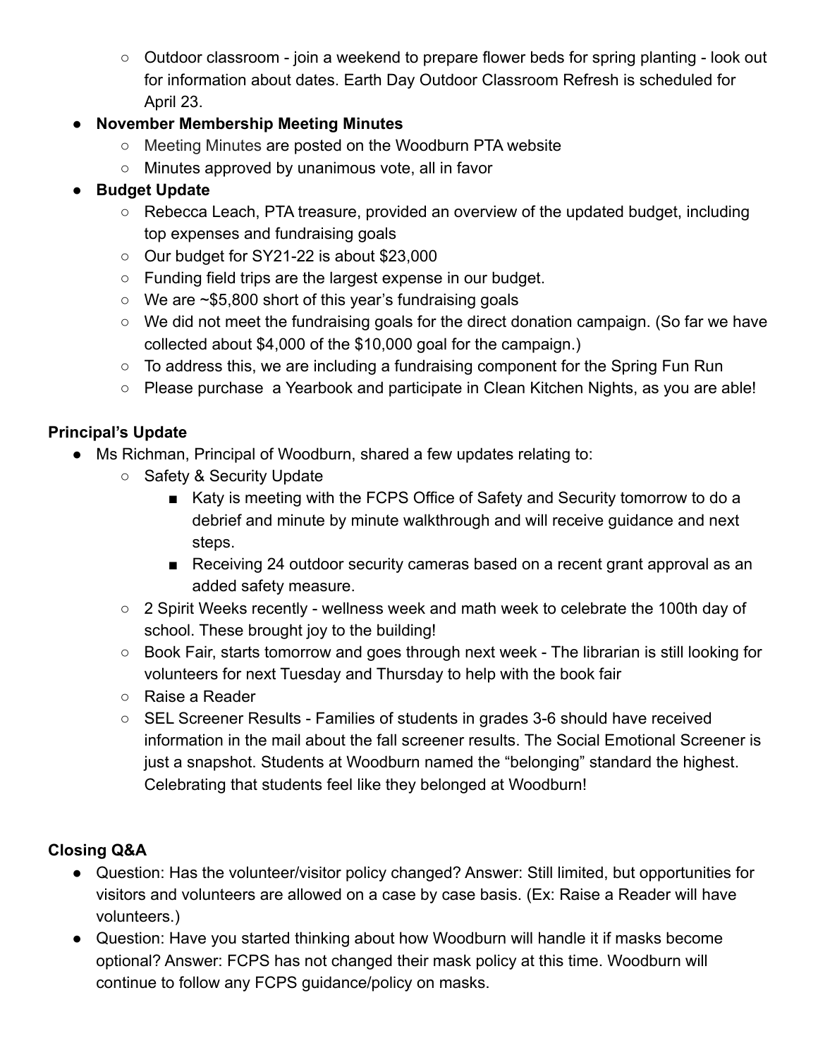- Outdoor classroom - join a weekend to prepare flower beds for spring planting - look out for information about dates. Earth Day Outdoor Classroom Refresh is scheduled for April 23.
- **November Membership Meeting Minutes**
  - Meeting Minutes are posted on the Woodburn PTA website
  - Minutes approved by unanimous vote, all in favor
- **Budget Update**
  - Rebecca Leach, PTA treasure, provided an overview of the updated budget, including top expenses and fundraising goals
  - Our budget for SY21-22 is about $23,000
  - Funding field trips are the largest expense in our budget.
  - We are ~$5,800 short of this year's fundraising goals
  - We did not meet the fundraising goals for the direct donation campaign. (So far we have collected about $4,000 of the $10,000 goal for the campaign.)
  - To address this, we are including a fundraising component for the Spring Fun Run
  - Please purchase a Yearbook and participate in Clean Kitchen Nights, as you are able!

**Principal's Update**

- Ms Richman, Principal of Woodburn, shared a few updates relating to:
  - Safety & Security Update
    - Katy is meeting with the FCPS Office of Safety and Security tomorrow to do a debrief and minute by minute walkthrough and will receive guidance and next steps.
    - Receiving 24 outdoor security cameras based on a recent grant approval as an added safety measure.
  - 2 Spirit Weeks recently - wellness week and math week to celebrate the 100th day of school. These brought joy to the building!
  - Book Fair, starts tomorrow and goes through next week - The librarian is still looking for volunteers for next Tuesday and Thursday to help with the book fair
  - Raise a Reader
  - SEL Screener Results - Families of students in grades 3-6 should have received information in the mail about the fall screener results. The Social Emotional Screener is just a snapshot. Students at Woodburn named the "belonging" standard the highest. Celebrating that students feel like they belonged at Woodburn!

**Closing Q&A**

- Question: Has the volunteer/visitor policy changed? Answer: Still limited, but opportunities for visitors and volunteers are allowed on a case by case basis. (Ex: Raise a Reader will have volunteers.)
- Question: Have you started thinking about how Woodburn will handle it if masks become optional? Answer: FCPS has not changed their mask policy at this time. Woodburn will continue to follow any FCPS guidance/policy on masks.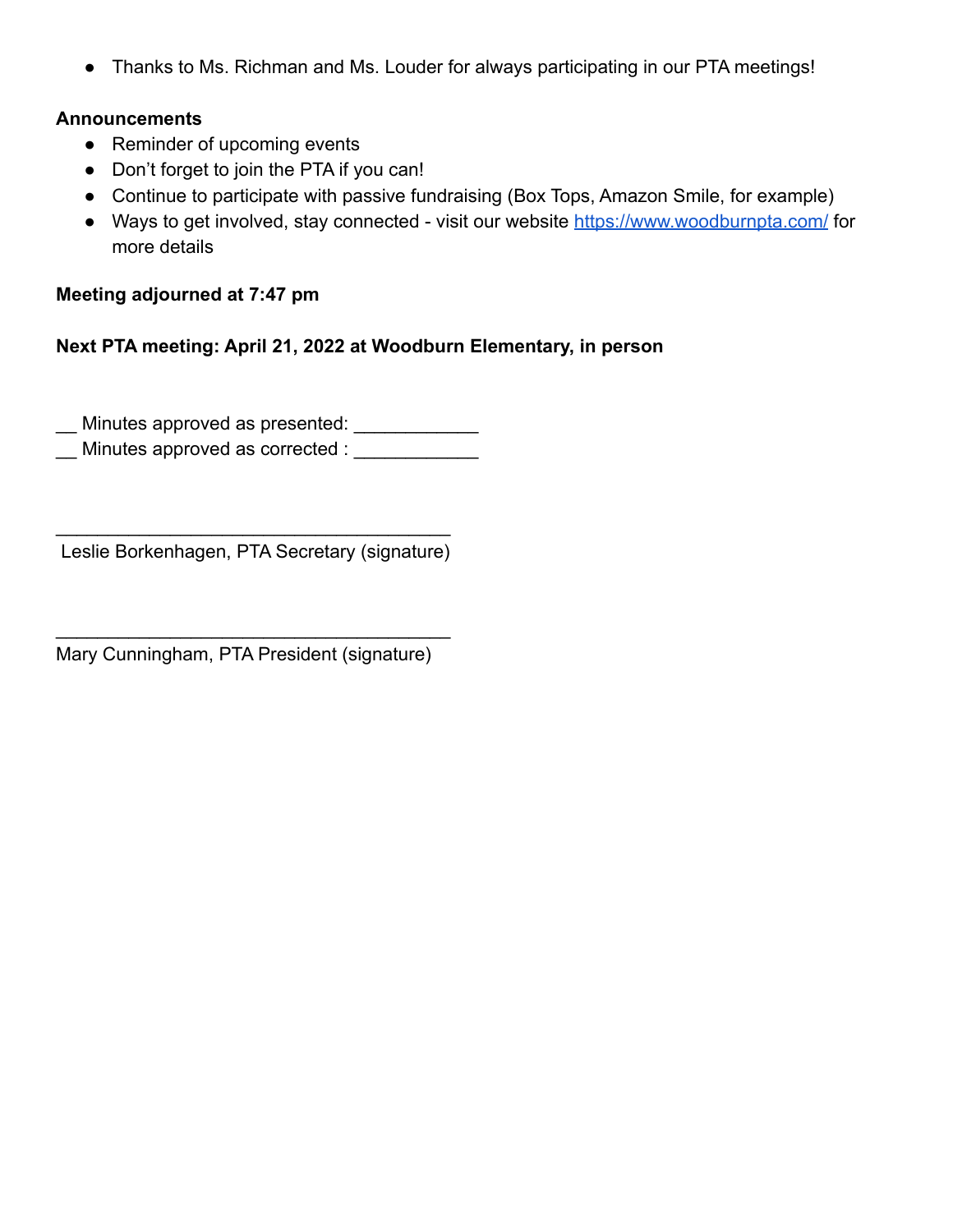- Thanks to Ms. Richman and Ms. Louder for always participating in our PTA meetings!

**Announcements**

- Reminder of upcoming events
- Don't forget to join the PTA if you can!
- Continue to participate with passive fundraising (Box Tops, Amazon Smile, for example)
- Ways to get involved, stay connected - visit our website [https://www.woodburnpta.com/](https://www.woodburnpta.com/) for more details

**Meeting adjourned at 7:47 pm**

**Next PTA meeting: April 21, 2022 at Woodburn Elementary, in person**

__ Minutes approved as presented: ____________
__ Minutes approved as corrected : ____________

_______________________________________
Leslie Borkenhagen, PTA Secretary (signature)

_______________________________________
Mary Cunningham, PTA President (signature)